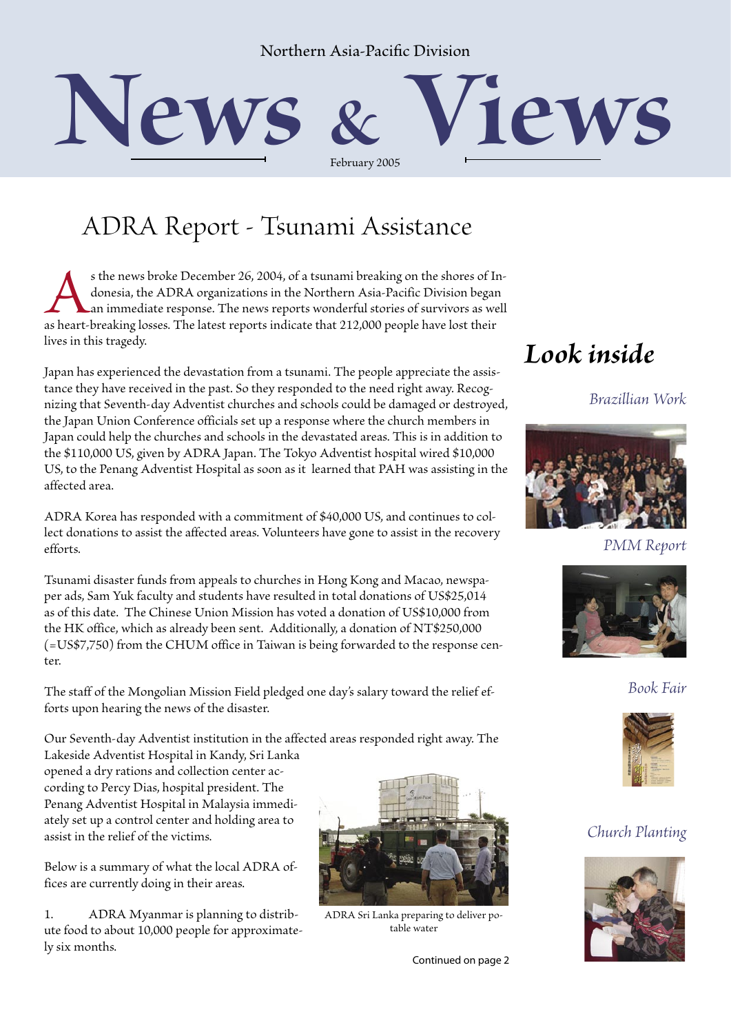Northern Asia-Pacific Division

# News & Views

February 2005

## ADRA Report - Tsunami Assistance

As the news broke December 26, 2004, of a tsunami breaking on the shores of Indonesia, the ADRA organizations in the Northern Asia-Pacific Division began an immediate response. The news reports wonderful stories of survivors as well as heart-breaking losses. The latest reports indicate that 212,000 people have lost their lives in this tragedy.

Japan has experienced the devastation from a tsunami. The people appreciate the assistance they have received in the past. So they responded to the need right away. Recognizing that Seventh-day Adventist churches and schools could be damaged or destroyed, the Japan Union Conference officials set up a response where the church members in Japan could help the churches and schools in the devastated areas. This is in addition to the $110,000 US, given by ADRA Japan. The Tokyo Adventist hospital wired $10,000 US, to the Penang Adventist Hospital as soon as it learned that PAH was assisting in the affected area.

ADRA Korea has responded with a commitment of $40,000 US, and continues to collect donations to assist the affected areas. Volunteers have gone to assist in the recovery efforts.

Tsunami disaster funds from appeals to churches in Hong Kong and Macao, newspaper ads, Sam Yuk faculty and students have resulted in total donations of US$25,014 as of this date. The Chinese Union Mission has voted a donation of US$10,000 from the HK office, which as already been sent. Additionally, a donation of NT$250,000 (=US$7,750) from the CHUM office in Taiwan is being forwarded to the response center.

The staff of the Mongolian Mission Field pledged one day's salary toward the relief efforts upon hearing the news of the disaster.

Our Seventh-day Adventist institution in the affected areas responded right away. The Lakeside Adventist Hospital in Kandy, Sri Lanka opened a dry rations and collection center according to Percy Dias, hospital president. The Penang Adventist Hospital in Malaysia immediately set up a control center and holding area to assist in the relief of the victims.

Below is a summary of what the local ADRA offices are currently doing in their areas.

1. ADRA Myanmar is planning to distribute food to about 10,000 people for approximately six months.

ADRA Sri Lanka preparing to deliver potable water

Continued on page 2

## *Look inside*

*Brazillian Work*

*PMM Report*

*Book Fair*

*Church Planting*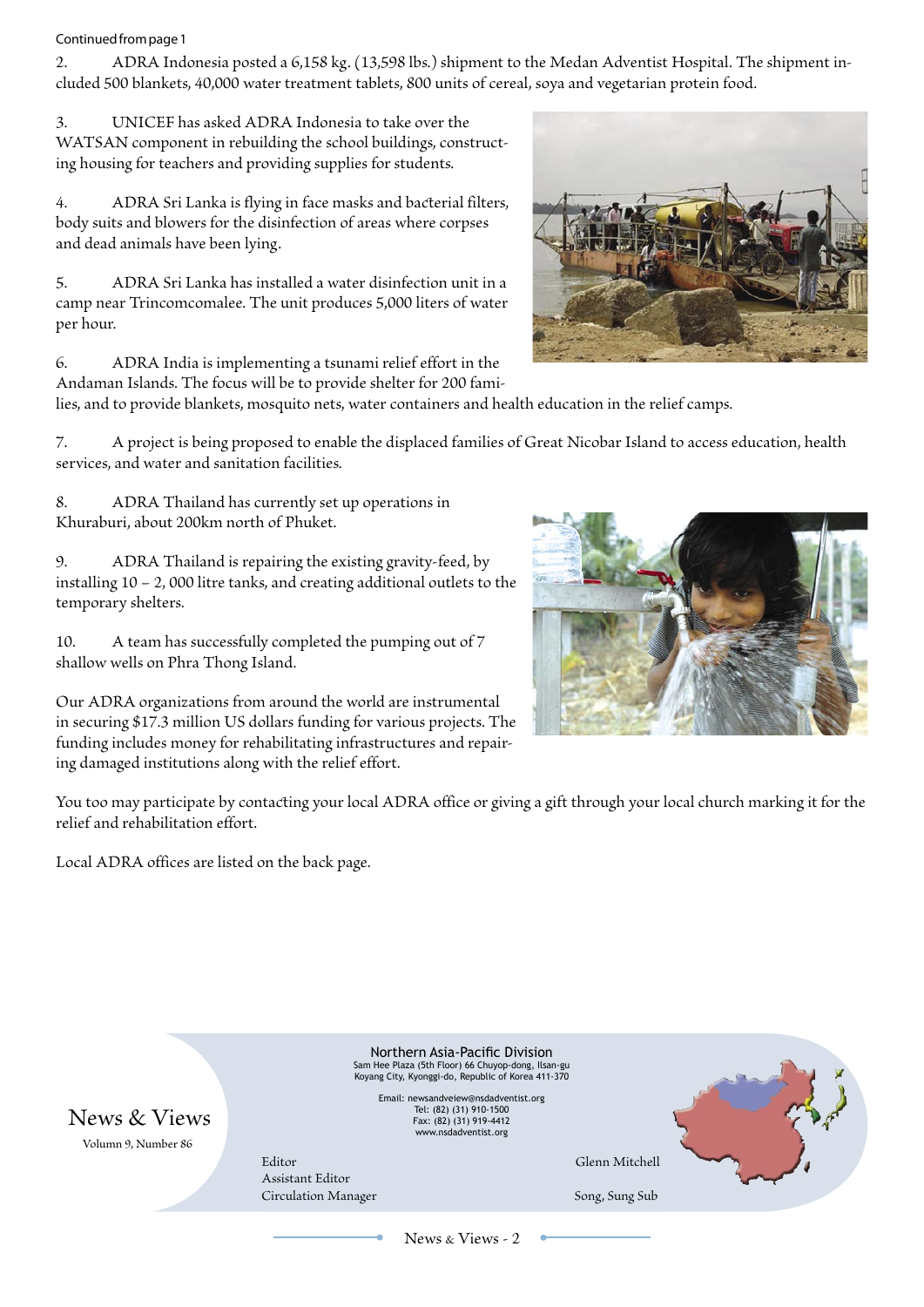Continued from page 1

2. ADRA Indonesia posted a 6,158 kg. (13,598 lbs.) shipment to the Medan Adventist Hospital. The shipment included 500 blankets, 40,000 water treatment tablets, 800 units of cereal, soya and vegetarian protein food.

3. UNICEF has asked ADRA Indonesia to take over the WATSAN component in rebuilding the school buildings, constructing housing for teachers and providing supplies for students.

4. ADRA Sri Lanka is flying in face masks and bacterial filters, body suits and blowers for the disinfection of areas where corpses and dead animals have been lying.

5. ADRA Sri Lanka has installed a water disinfection unit in a camp near Trincomcomalee. The unit produces 5,000 liters of water per hour.

6. ADRA India is implementing a tsunami relief effort in the Andaman Islands. The focus will be to provide shelter for 200 families, and to provide blankets, mosquito nets, water containers and health education in the relief camps.

7. A project is being proposed to enable the displaced families of Great Nicobar Island to access education, health services, and water and sanitation facilities.

8. ADRA Thailand has currently set up operations in Khuraburi, about 200km north of Phuket.

9. ADRA Thailand is repairing the existing gravity-feed, by installing 10 – 2, 000 litre tanks, and creating additional outlets to the temporary shelters.

10. A team has successfully completed the pumping out of 7 shallow wells on Phra Thong Island.

Our ADRA organizations from around the world are instrumental in securing $17.3 million US dollars funding for various projects. The funding includes money for rehabilitating infrastructures and repairing damaged institutions along with the relief effort.

You too may participate by contacting your local ADRA office or giving a gift through your local church marking it for the relief and rehabilitation effort.

Local ADRA offices are listed on the back page.

**News & Views**
Volumn 9, Number 86

Northern Asia-Pacific Division
Sam Hee Plaza (5th Floor) 66 Chuyop-dong, Ilsan-gu
Koyang City, Kyonggi-do, Republic of Korea 411-370

Email: newsandveiew@nsdadventist.org
Tel: (82) (31) 910-1500
Fax: (82) (31) 919-4412
www.nsdadventist.org

| | |
|---|---|
| Editor | Glenn Mitchell |
| Assistant Editor | |
| Circulation Manager | Song, Sung Sub |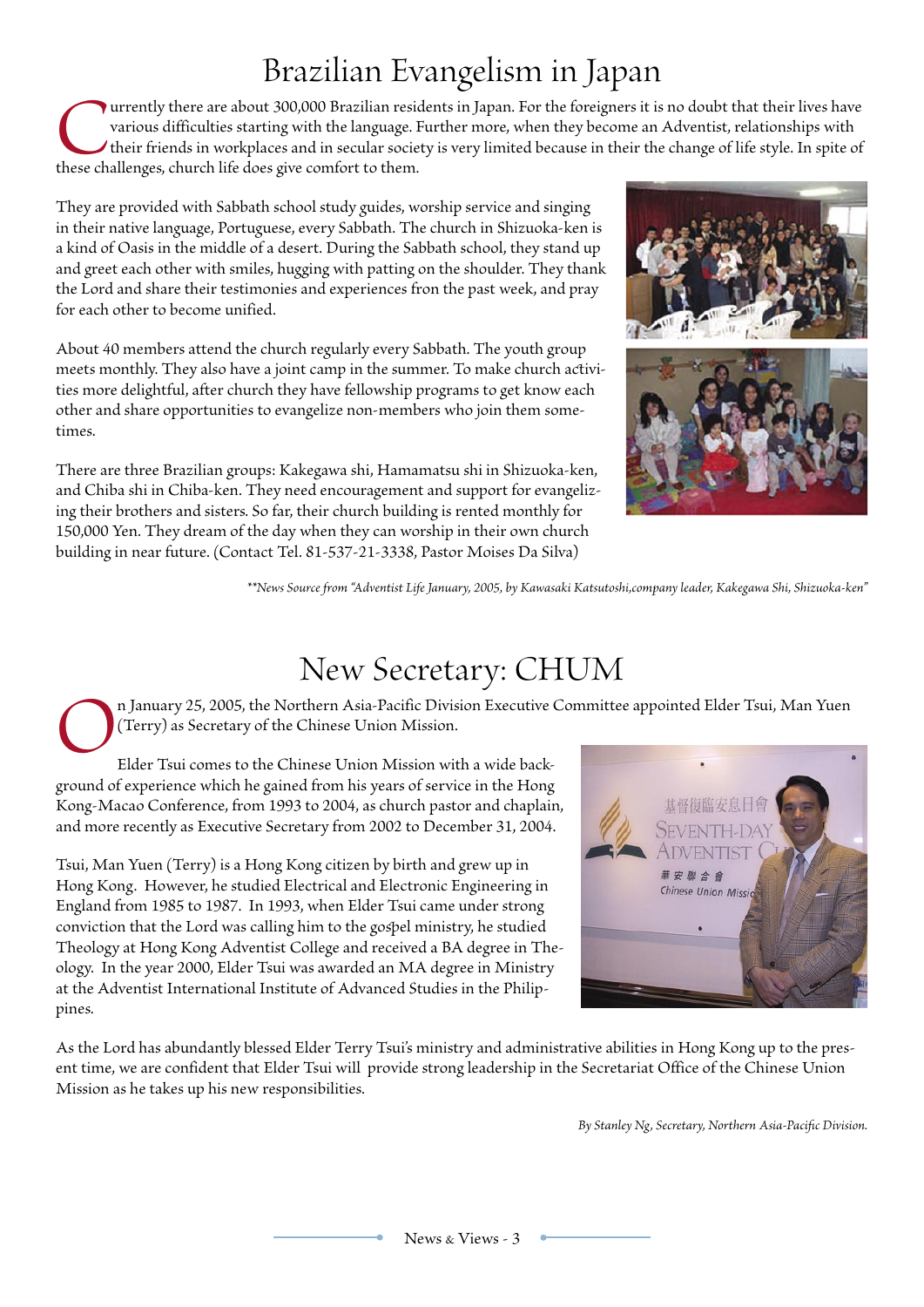# Brazilian Evangelism in Japan

Currently there are about 300,000 Brazilian residents in Japan. For the foreigners it is no doubt that their lives have various difficulties starting with the language. Further more, when they become an Adventist, relationships with their friends in workplaces and in secular society is very limited because in their the change of life style. In spite of these challenges, church life does give comfort to them.

They are provided with Sabbath school study guides, worship service and singing in their native language, Portuguese, every Sabbath. The church in Shizuoka-ken is a kind of Oasis in the middle of a desert. During the Sabbath school, they stand up and greet each other with smiles, hugging with patting on the shoulder. They thank the Lord and share their testimonies and experiences fron the past week, and pray for each other to become unified.

About 40 members attend the church regularly every Sabbath. The youth group meets monthly. They also have a joint camp in the summer. To make church activities more delightful, after church they have fellowship programs to get know each other and share opportunities to evangelize non-members who join them sometimes.

There are three Brazilian groups: Kakegawa shi, Hamamatsu shi in Shizuoka-ken, and Chiba shi in Chiba-ken. They need encouragement and support for evangelizing their brothers and sisters. So far, their church building is rented monthly for 150,000 Yen. They dream of the day when they can worship in their own church building in near future. (Contact Tel. 81-537-21-3338, Pastor Moises Da Silva)

*\*\*News Source from "Adventist Life January, 2005, by Kawasaki Katsutoshi,company leader, Kakegawa Shi, Shizuoka-ken"*

# New Secretary: CHUM

On January 25, 2005, the Northern Asia-Pacific Division Executive Committee appointed Elder Tsui, Man Yuen (Terry) as Secretary of the Chinese Union Mission.

Elder Tsui comes to the Chinese Union Mission with a wide background of experience which he gained from his years of service in the Hong Kong-Macao Conference, from 1993 to 2004, as church pastor and chaplain, and more recently as Executive Secretary from 2002 to December 31, 2004.

Tsui, Man Yuen (Terry) is a Hong Kong citizen by birth and grew up in Hong Kong. However, he studied Electrical and Electronic Engineering in England from 1985 to 1987. In 1993, when Elder Tsui came under strong conviction that the Lord was calling him to the gospel ministry, he studied Theology at Hong Kong Adventist College and received a BA degree in Theology. In the year 2000, Elder Tsui was awarded an MA degree in Ministry at the Adventist International Institute of Advanced Studies in the Philippines.

As the Lord has abundantly blessed Elder Terry Tsui's ministry and administrative abilities in Hong Kong up to the present time, we are confident that Elder Tsui will provide strong leadership in the Secretariat Office of the Chinese Union Mission as he takes up his new responsibilities.

*By Stanley Ng, Secretary, Northern Asia-Pacific Division.*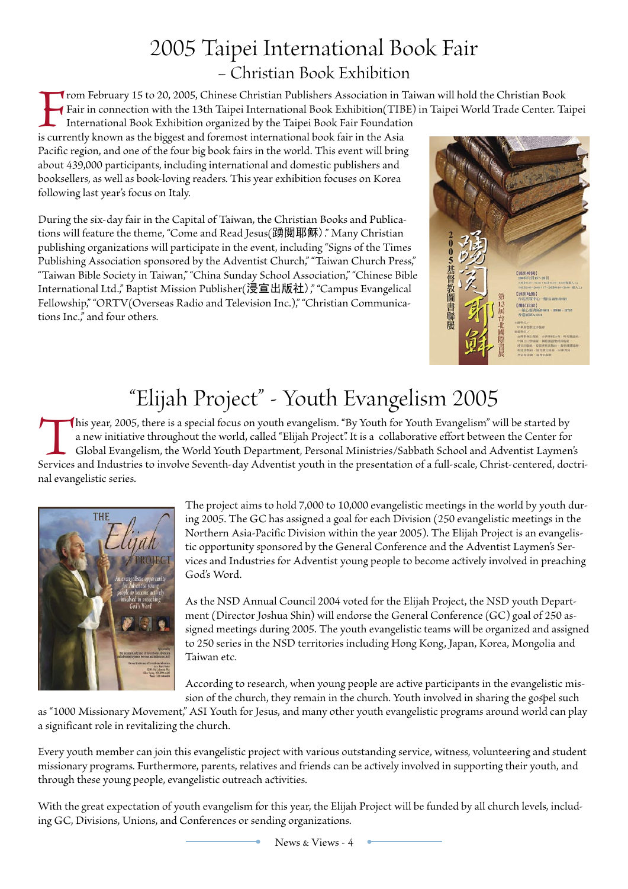# 2005 Taipei International Book Fair

## – Christian Book Exhibition

From February 15 to 20, 2005, Chinese Christian Publishers Association in Taiwan will hold the Christian Book Fair in connection with the 13th Taipei International Book Exhibition(TIBE) in Taipei World Trade Center. Taipei International Book Exhibition organized by the Taipei Book Fair Foundation is currently known as the biggest and foremost international book fair in the Asia Pacific region, and one of the four big book fairs in the world. This event will bring about 439,000 participants, including international and domestic publishers and booksellers, as well as book-loving readers. This year exhibition focuses on Korea following last year's focus on Italy.

During the six-day fair in the Capital of Taiwan, the Christian Books and Publications will feature the theme, "Come and Read Jesus(踴閱耶穌)." Many Christian publishing organizations will participate in the event, including "Signs of the Times Publishing Association sponsored by the Adventist Church," "Taiwan Church Press," "Taiwan Bible Society in Taiwan," "China Sunday School Association," "Chinese Bible International Ltd.," Baptist Mission Publisher(浸宣出版社)," "Campus Evangelical Fellowship," "ORTV(Overseas Radio and Television Inc.)," "Christian Communications Inc.," and four others.

# "Elijah Project" - Youth Evangelism 2005

This year, 2005, there is a special focus on youth evangelism. "By Youth for Youth Evangelism" will be started by a new initiative throughout the world, called "Elijah Project." It is a collaborative effort between the Center for Global Evangelism, the World Youth Department, Personal Ministries/Sabbath School and Adventist Laymen's Services and Industries to involve Seventh-day Adventist youth in the presentation of a full-scale, Christ-centered, doctrinal evangelistic series.

The project aims to hold 7,000 to 10,000 evangelistic meetings in the world by youth during 2005. The GC has assigned a goal for each Division (250 evangelistic meetings in the Northern Asia-Pacific Division within the year 2005). The Elijah Project is an evangelistic opportunity sponsored by the General Conference and the Adventist Laymen's Services and Industries for Adventist young people to become actively involved in preaching God's Word.

As the NSD Annual Council 2004 voted for the Elijah Project, the NSD youth Department (Director Joshua Shin) will endorse the General Conference (GC) goal of 250 assigned meetings during 2005. The youth evangelistic teams will be organized and assigned to 250 series in the NSD territories including Hong Kong, Japan, Korea, Mongolia and Taiwan etc.

According to research, when young people are active participants in the evangelistic mission of the church, they remain in the church. Youth involved in sharing the gospel such as "1000 Missionary Movement," ASI Youth for Jesus, and many other youth evangelistic programs around world can play a significant role in revitalizing the church.

Every youth member can join this evangelistic project with various outstanding service, witness, volunteering and student missionary programs. Furthermore, parents, relatives and friends can be actively involved in supporting their youth, and through these young people, evangelistic outreach activities.

With the great expectation of youth evangelism for this year, the Elijah Project will be funded by all church levels, including GC, Divisions, Unions, and Conferences or sending organizations.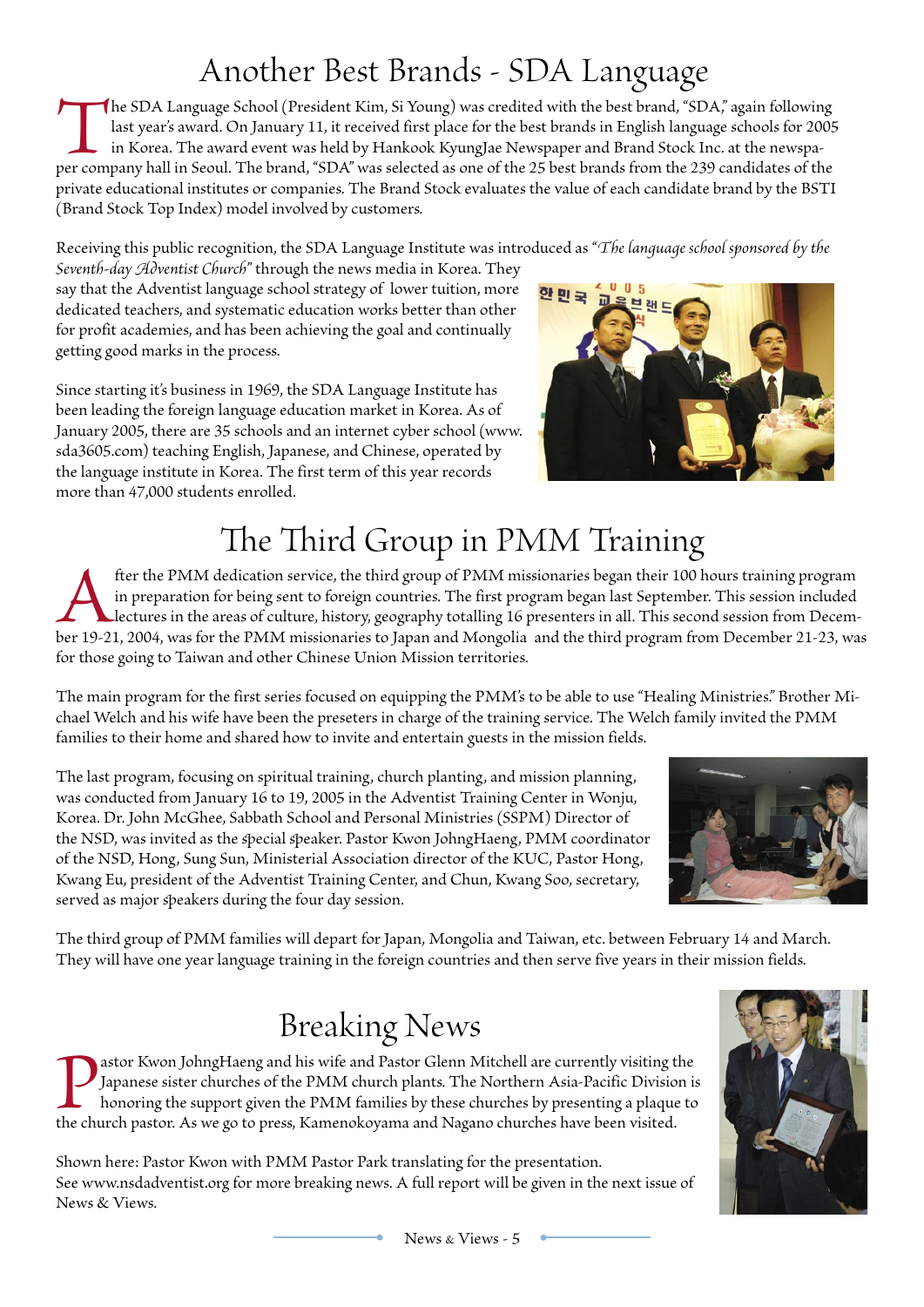# Another Best Brands - SDA Language

The SDA Language School (President Kim, Si Young) was credited with the best brand, "SDA," again following last year's award. On January 11, it received first place for the best brands in English language schools for 2005 in Korea. The award event was held by Hankook KyungJae Newspaper and Brand Stock Inc. at the newspaper company hall in Seoul. The brand, "SDA" was selected as one of the 25 best brands from the 239 candidates of the private educational institutes or companies. The Brand Stock evaluates the value of each candidate brand by the BSTI (Brand Stock Top Index) model involved by customers.

Receiving this public recognition, the SDA Language Institute was introduced as "*The language school sponsored by the Seventh-day Adventist Church*" through the news media in Korea. They say that the Adventist language school strategy of lower tuition, more dedicated teachers, and systematic education works better than other for profit academies, and has been achieving the goal and continually getting good marks in the process.

Since starting it's business in 1969, the SDA Language Institute has been leading the foreign language education market in Korea. As of January 2005, there are 35 schools and an internet cyber school (www.sda3605.com) teaching English, Japanese, and Chinese, operated by the language institute in Korea. The first term of this year records more than 47,000 students enrolled.

# The Third Group in PMM Training

After the PMM dedication service, the third group of PMM missionaries began their 100 hours training program in preparation for being sent to foreign countries. The first program began last September. This session included lectures in the areas of culture, history, geography totalling 16 presenters in all. This second session from December 19-21, 2004, was for the PMM missionaries to Japan and Mongolia and the third program from December 21-23, was for those going to Taiwan and other Chinese Union Mission territories.

The main program for the first series focused on equipping the PMM's to be able to use "Healing Ministries." Brother Michael Welch and his wife have been the preseters in charge of the training service. The Welch family invited the PMM families to their home and shared how to invite and entertain guests in the mission fields.

The last program, focusing on spiritual training, church planting, and mission planning, was conducted from January 16 to 19, 2005 in the Adventist Training Center in Wonju, Korea. Dr. John McGhee, Sabbath School and Personal Ministries (SSPM) Director of the NSD, was invited as the special speaker. Pastor Kwon JohngHaeng, PMM coordinator of the NSD, Hong, Sung Sun, Ministerial Association director of the KUC, Pastor Hong, Kwang Eu, president of the Adventist Training Center, and Chun, Kwang Soo, secretary, served as major speakers during the four day session.

The third group of PMM families will depart for Japan, Mongolia and Taiwan, etc. between February 14 and March. They will have one year language training in the foreign countries and then serve five years in their mission fields.

# Breaking News

Pastor Kwon JohngHaeng and his wife and Pastor Glenn Mitchell are currently visiting the Japanese sister churches of the PMM church plants. The Northern Asia-Pacific Division is honoring the support given the PMM families by these churches by presenting a plaque to the church pastor. As we go to press, Kamenokoyama and Nagano churches have been visited.

Shown here: Pastor Kwon with PMM Pastor Park translating for the presentation.
See www.nsdadventist.org for more breaking news. A full report will be given in the next issue of News & Views.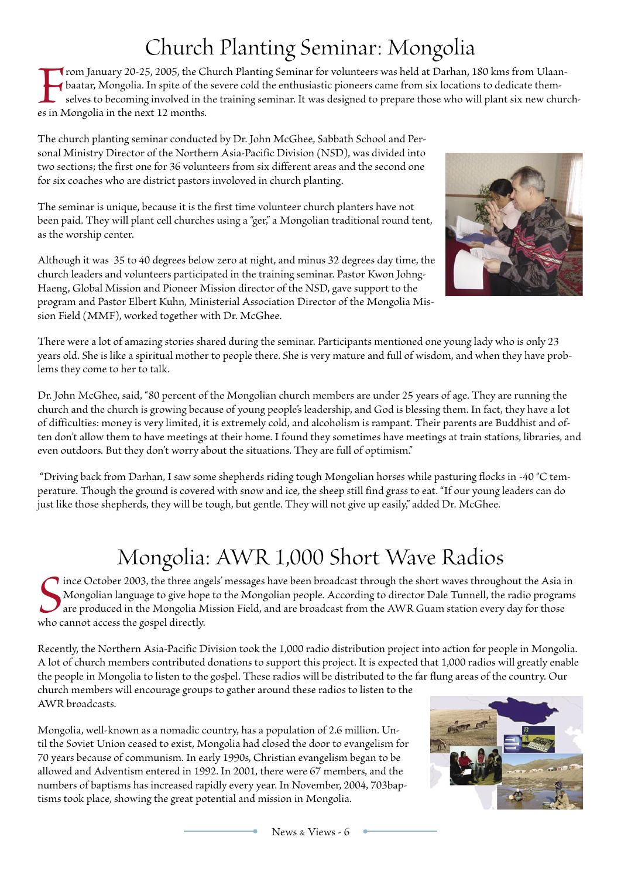# Church Planting Seminar: Mongolia

From January 20-25, 2005, the Church Planting Seminar for volunteers was held at Darhan, 180 kms from Ulaanbaatar, Mongolia. In spite of the severe cold the enthusiastic pioneers came from six locations to dedicate themselves to becoming involved in the training seminar. It was designed to prepare those who will plant six new churches in Mongolia in the next 12 months.

The church planting seminar conducted by Dr. John McGhee, Sabbath School and Personal Ministry Director of the Northern Asia-Pacific Division (NSD), was divided into two sections; the first one for 36 volunteers from six different areas and the second one for six coaches who are district pastors involved in church planting.

The seminar is unique, because it is the first time volunteer church planters have not been paid. They will plant cell churches using a "ger," a Mongolian traditional round tent, as the worship center.

Although it was 35 to 40 degrees below zero at night, and minus 32 degrees day time, the church leaders and volunteers participated in the training seminar. Pastor Kwon Johng-Haeng, Global Mission and Pioneer Mission director of the NSD, gave support to the program and Pastor Elbert Kuhn, Ministerial Association Director of the Mongolia Mission Field (MMF), worked together with Dr. McGhee.

There were a lot of amazing stories shared during the seminar. Participants mentioned one young lady who is only 23 years old. She is like a spiritual mother to people there. She is very mature and full of wisdom, and when they have problems they come to her to talk.

Dr. John McGhee, said, "80 percent of the Mongolian church members are under 25 years of age. They are running the church and the church is growing because of young people's leadership, and God is blessing them. In fact, they have a lot of difficulties: money is very limited, it is extremely cold, and alcoholism is rampant. Their parents are Buddhist and often don't allow them to have meetings at their home. I found they sometimes have meetings at train stations, libraries, and even outdoors. But they don't worry about the situations. They are full of optimism."

"Driving back from Darhan, I saw some shepherds riding tough Mongolian horses while pasturing flocks in -40 °C temperature. Though the ground is covered with snow and ice, the sheep still find grass to eat. "If our young leaders can do just like those shepherds, they will be tough, but gentle. They will not give up easily," added Dr. McGhee.

# Mongolia: AWR 1,000 Short Wave Radios

Since October 2003, the three angels' messages have been broadcast through the short waves throughout the Asia in Mongolian language to give hope to the Mongolian people. According to director Dale Tunnell, the radio programs are produced in the Mongolia Mission Field, and are broadcast from the AWR Guam station every day for those who cannot access the gospel directly.

Recently, the Northern Asia-Pacific Division took the 1,000 radio distribution project into action for people in Mongolia. A lot of church members contributed donations to support this project. It is expected that 1,000 radios will greatly enable the people in Mongolia to listen to the gospel. These radios will be distributed to the far flung areas of the country. Our church members will encourage groups to gather around these radios to listen to the AWR broadcasts.

Mongolia, well-known as a nomadic country, has a population of 2.6 million. Until the Soviet Union ceased to exist, Mongolia had closed the door to evangelism for 70 years because of communism. In early 1990s, Christian evangelism began to be allowed and Adventism entered in 1992. In 2001, there were 67 members, and the numbers of baptisms has increased rapidly every year. In November, 2004, 703baptisms took place, showing the great potential and mission in Mongolia.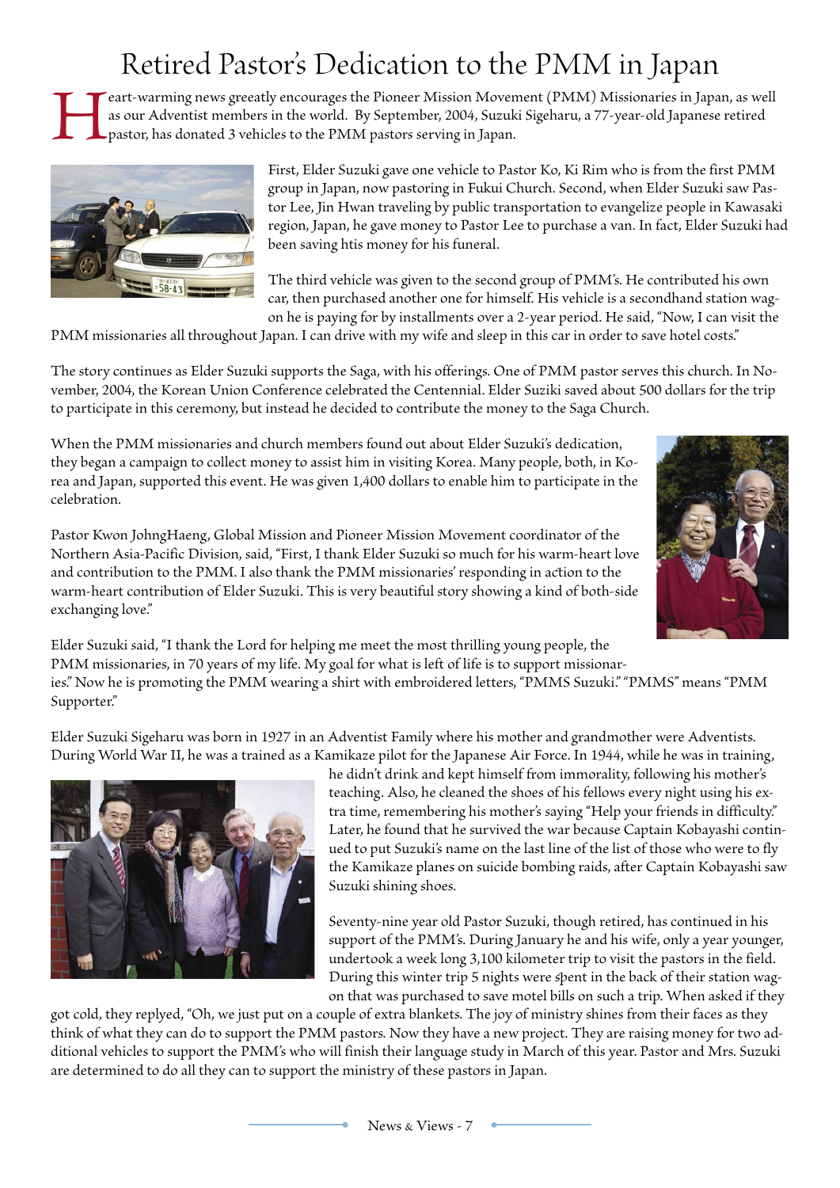# Retired Pastor's Dedication to the PMM in Japan

Heart-warming news greeatly encourages the Pioneer Mission Movement (PMM) Missionaries in Japan, as well as our Adventist members in the world. By September, 2004, Suzuki Sigeharu, a 77-year-old Japanese retired pastor, has donated 3 vehicles to the PMM pastors serving in Japan.

First, Elder Suzuki gave one vehicle to Pastor Ko, Ki Rim who is from the first PMM group in Japan, now pastoring in Fukui Church. Second, when Elder Suzuki saw Pastor Lee, Jin Hwan traveling by public transportation to evangelize people in Kawasaki region, Japan, he gave money to Pastor Lee to purchase a van. In fact, Elder Suzuki had been saving htis money for his funeral.

The third vehicle was given to the second group of PMM's. He contributed his own car, then purchased another one for himself. His vehicle is a secondhand station wagon he is paying for by installments over a 2-year period. He said, "Now, I can visit the PMM missionaries all throughout Japan. I can drive with my wife and sleep in this car in order to save hotel costs."

The story continues as Elder Suzuki supports the Saga, with his offerings. One of PMM pastor serves this church. In November, 2004, the Korean Union Conference celebrated the Centennial. Elder Suziki saved about 500 dollars for the trip to participate in this ceremony, but instead he decided to contribute the money to the Saga Church.

When the PMM missionaries and church members found out about Elder Suzuki's dedication, they began a campaign to collect money to assist him in visiting Korea. Many people, both, in Korea and Japan, supported this event. He was given 1,400 dollars to enable him to participate in the celebration.

Pastor Kwon JohngHaeng, Global Mission and Pioneer Mission Movement coordinator of the Northern Asia-Pacific Division, said, "First, I thank Elder Suzuki so much for his warm-heart love and contribution to the PMM. I also thank the PMM missionaries' responding in action to the warm-heart contribution of Elder Suzuki. This is very beautiful story showing a kind of both-side exchanging love."

Elder Suzuki said, "I thank the Lord for helping me meet the most thrilling young people, the PMM missionaries, in 70 years of my life. My goal for what is left of life is to support missionaries." Now he is promoting the PMM wearing a shirt with embroidered letters, "PMMS Suzuki." "PMMS" means "PMM Supporter."

Elder Suzuki Sigeharu was born in 1927 in an Adventist Family where his mother and grandmother were Adventists. During World War II, he was a trained as a Kamikaze pilot for the Japanese Air Force. In 1944, while he was in training, he didn't drink and kept himself from immorality, following his mother's teaching. Also, he cleaned the shoes of his fellows every night using his extra time, remembering his mother's saying "Help your friends in difficulty." Later, he found that he survived the war because Captain Kobayashi continued to put Suzuki's name on the last line of the list of those who were to fly the Kamikaze planes on suicide bombing raids, after Captain Kobayashi saw Suzuki shining shoes.

Seventy-nine year old Pastor Suzuki, though retired, has continued in his support of the PMM's. During January he and his wife, only a year younger, undertook a week long 3,100 kilometer trip to visit the pastors in the field. During this winter trip 5 nights were spent in the back of their station wagon that was purchased to save motel bills on such a trip. When asked if they got cold, they replied, "Oh, we just put on a couple of extra blankets. The joy of ministry shines from their faces as they think of what they can do to support the PMM pastors. Now they have a new project. They are raising money for two additional vehicles to support the PMM's who will finish their language study in March of this year. Pastor and Mrs. Suzuki are determined to do all they can to support the ministry of these pastors in Japan.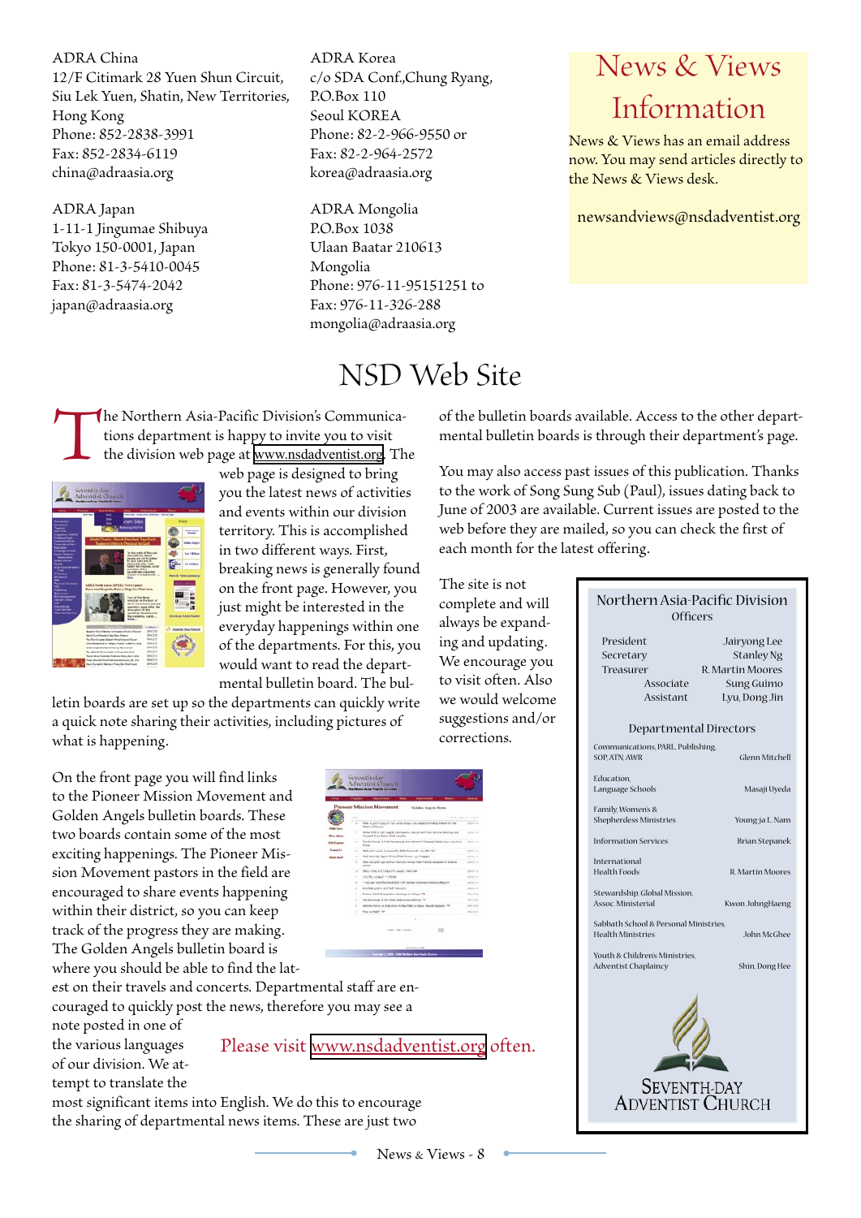ADRA China
12/F Citimark 28 Yuen Shun Circuit,
Siu Lek Yuen, Shatin, New Territories,
Hong Kong
Phone: 852-2838-3991
Fax: 852-2834-6119
china@adraasia.org

ADRA Japan
1-11-1 Jingumae Shibuya
Tokyo 150-0001, Japan
Phone: 81-3-5410-0045
Fax: 81-3-5474-2042
japan@adraasia.org

ADRA Korea
c/o SDA Conf.,Chung Ryang,
P.O.Box 110
Seoul KOREA
Phone: 82-2-966-9550 or
Fax: 82-2-964-2572
korea@adraasia.org

ADRA Mongolia
P.O.Box 1038
Ulaan Baatar 210613
Mongolia
Phone: 976-11-95151251 to
Fax: 976-11-326-288
mongolia@adraasia.org

## News & Views Information

News & Views has an email address now. You may send articles directly to the News & Views desk.

newsandviews@nsdadventist.org

# NSD Web Site

The Northern Asia-Pacific Division's Communications department is happy to invite you to visit the division web page at www.nsdadventist.org. The web page is designed to bring you the latest news of activities and events within our division territory. This is accomplished in two different ways. First, breaking news is generally found on the front page. However, you just might be interested in the everyday happenings within one of the departments. For this, you would want to read the departmental bulletin board. The bulletin boards are set up so the departments can quickly write a quick note sharing their activities, including pictures of what is happening.

On the front page you will find links to the Pioneer Mission Movement and Golden Angels bulletin boards. These two boards contain some of the most exciting happenings. The Pioneer Mission Movement pastors in the field are encouraged to share events happening within their district, so you can keep track of the progress they are making. The Golden Angels bulletin board is where you should be able to find the latest on their travels and concerts. Departmental staff are encouraged to quickly post the news, therefore you may see a note posted in one of the various languages of our division. We attempt to translate the most significant items into English. We do this to encourage the sharing of departmental news items. These are just two of the bulletin boards available. Access to the other departmental bulletin boards is through their department's page.

You may also access past issues of this publication. Thanks to the work of Song Sung Sub (Paul), issues dating back to June of 2003 are available. Current issues are posted to the web before they are mailed, so you can check the first of each month for the latest offering.

The site is not complete and will always be expanding and updating. We encourage you to visit often. Also we would welcome suggestions and/or corrections.

Please visit www.nsdadventist.org often.

### Northern Asia-Pacific Division Officers

| | |
|---|---|
| President | Jairyong Lee |
| Secretary | Stanley Ng |
| Treasurer | R. Martin Moores |
| Associate | Sung Guimo |
| Assistant | Lyu, Dong Jin |

### Departmental Directors

| | |
|---|---|
| Communications, PARL, Publishing, SOP, ATN, AWR | Glenn Mitchell |
| Education, Language Schools | Masaji Uyeda |
| Family, Women's & Shepherdess Ministries | Young-ja L. Nam |
| Information Services | Brian Stepanek |
| International Health Foods | R. Martin Moores |
| Stewardship, Global Mission, Assoc. Ministerial | Kwon JohngHaeng |
| Sabbath School & Personal Ministries, Health Ministries | John McGhee |
| Youth & Children's Ministries, Adventist Chaplaincy | Shin, Dong Hee |

SEVENTH-DAY ADVENTIST CHURCH